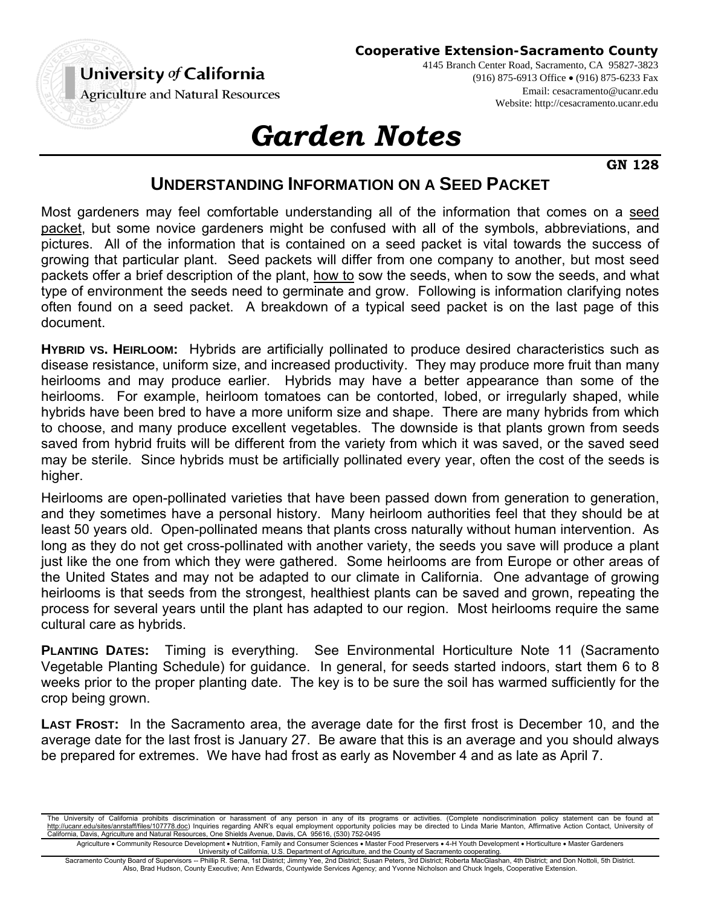University *of* California
Agriculture and Natural Resources

**Cooperative Extension-Sacramento County**
4145 Branch Center Road, Sacramento, CA 95827-3823
(916) 875-6913 Office • (916) 875-6233 Fax
Email: cesacramento@ucanr.edu
Website: http://cesacramento.ucanr.edu

# *Garden Notes*

**GN 128**

## UNDERSTANDING INFORMATION ON A SEED PACKET

Most gardeners may feel comfortable understanding all of the information that comes on a seed packet, but some novice gardeners might be confused with all of the symbols, abbreviations, and pictures. All of the information that is contained on a seed packet is vital towards the success of growing that particular plant. Seed packets will differ from one company to another, but most seed packets offer a brief description of the plant, how to sow the seeds, when to sow the seeds, and what type of environment the seeds need to germinate and grow. Following is information clarifying notes often found on a seed packet. A breakdown of a typical seed packet is on the last page of this document.

**HYBRID VS. HEIRLOOM:** Hybrids are artificially pollinated to produce desired characteristics such as disease resistance, uniform size, and increased productivity. They may produce more fruit than many heirlooms and may produce earlier. Hybrids may have a better appearance than some of the heirlooms. For example, heirloom tomatoes can be contorted, lobed, or irregularly shaped, while hybrids have been bred to have a more uniform size and shape. There are many hybrids from which to choose, and many produce excellent vegetables. The downside is that plants grown from seeds saved from hybrid fruits will be different from the variety from which it was saved, or the saved seed may be sterile. Since hybrids must be artificially pollinated every year, often the cost of the seeds is higher.

Heirlooms are open-pollinated varieties that have been passed down from generation to generation, and they sometimes have a personal history. Many heirloom authorities feel that they should be at least 50 years old. Open-pollinated means that plants cross naturally without human intervention. As long as they do not get cross-pollinated with another variety, the seeds you save will produce a plant just like the one from which they were gathered. Some heirlooms are from Europe or other areas of the United States and may not be adapted to our climate in California. One advantage of growing heirlooms is that seeds from the strongest, healthiest plants can be saved and grown, repeating the process for several years until the plant has adapted to our region. Most heirlooms require the same cultural care as hybrids.

**PLANTING DATES:** Timing is everything. See Environmental Horticulture Note 11 (Sacramento Vegetable Planting Schedule) for guidance. In general, for seeds started indoors, start them 6 to 8 weeks prior to the proper planting date. The key is to be sure the soil has warmed sufficiently for the crop being grown.

**LAST FROST:** In the Sacramento area, the average date for the first frost is December 10, and the average date for the last frost is January 27. Be aware that this is an average and you should always be prepared for extremes. We have had frost as early as November 4 and as late as April 7.

The University of California prohibits discrimination or harassment of any person in any of its programs or activities. (Complete nondiscrimination policy statement can be found at http://ucanr.edu/sites/anrstaff/files/107778.doc) Inquiries regarding ANR's equal employment opportunity policies may be directed to Linda Marie Manton, Affirmative Action Contact, University of California, Davis, Agriculture and Natural Resources, One Shields Avenue, Davis, CA 95616, (530) 752-0495

Agriculture • Community Resource Development • Nutrition, Family and Consumer Sciences • Master Food Preservers • 4-H Youth Development • Horticulture • Master Gardeners
University of California, U.S. Department of Agriculture, and the County of Sacramento cooperating.

Sacramento County Board of Supervisors -- Phillip R. Serna, 1st District; Jimmy Yee, 2nd District; Susan Peters, 3rd District; Roberta MacGlashan, 4th District; and Don Nottoli, 5th District.
Also, Brad Hudson, County Executive; Ann Edwards, Countywide Services Agency; and Yvonne Nicholson and Chuck Ingels, Cooperative Extension.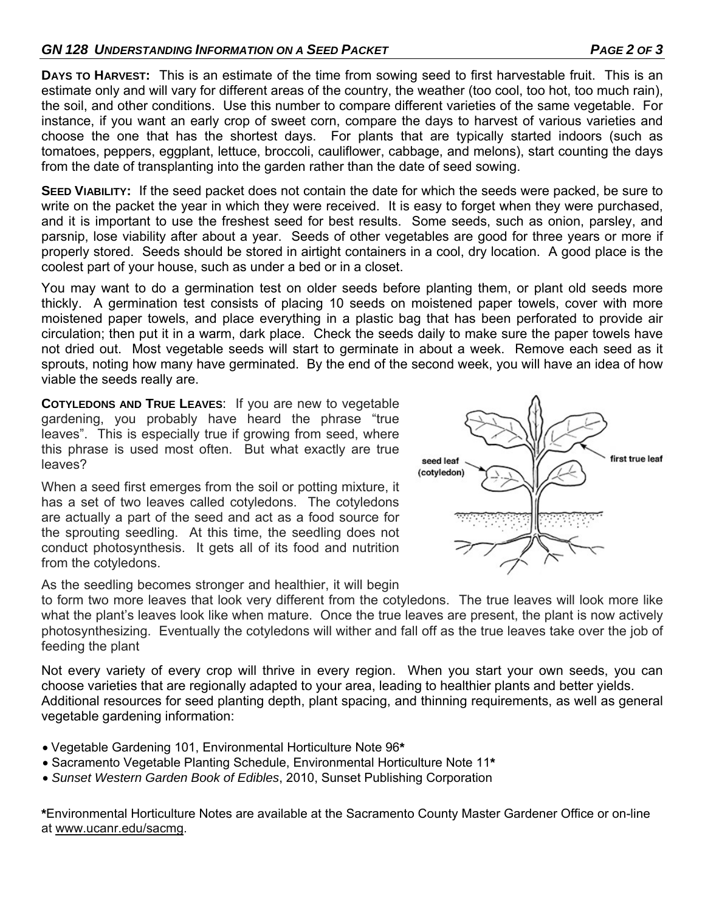**DAYS TO HARVEST:** This is an estimate of the time from sowing seed to first harvestable fruit. This is an estimate only and will vary for different areas of the country, the weather (too cool, too hot, too much rain), the soil, and other conditions. Use this number to compare different varieties of the same vegetable. For instance, if you want an early crop of sweet corn, compare the days to harvest of various varieties and choose the one that has the shortest days. For plants that are typically started indoors (such as tomatoes, peppers, eggplant, lettuce, broccoli, cauliflower, cabbage, and melons), start counting the days from the date of transplanting into the garden rather than the date of seed sowing.

**SEED VIABILITY:** If the seed packet does not contain the date for which the seeds were packed, be sure to write on the packet the year in which they were received. It is easy to forget when they were purchased, and it is important to use the freshest seed for best results. Some seeds, such as onion, parsley, and parsnip, lose viability after about a year. Seeds of other vegetables are good for three years or more if properly stored. Seeds should be stored in airtight containers in a cool, dry location. A good place is the coolest part of your house, such as under a bed or in a closet.

You may want to do a germination test on older seeds before planting them, or plant old seeds more thickly. A germination test consists of placing 10 seeds on moistened paper towels, cover with more moistened paper towels, and place everything in a plastic bag that has been perforated to provide air circulation; then put it in a warm, dark place. Check the seeds daily to make sure the paper towels have not dried out. Most vegetable seeds will start to germinate in about a week. Remove each seed as it sprouts, noting how many have germinated. By the end of the second week, you will have an idea of how viable the seeds really are.

**COTYLEDONS AND TRUE LEAVES**: If you are new to vegetable gardening, you probably have heard the phrase "true leaves". This is especially true if growing from seed, where this phrase is used most often. But what exactly are true leaves?

seed leaf (cotyledon)

first true leaf

When a seed first emerges from the soil or potting mixture, it has a set of two leaves called cotyledons. The cotyledons are actually a part of the seed and act as a food source for the sprouting seedling. At this time, the seedling does not conduct photosynthesis. It gets all of its food and nutrition from the cotyledons.

As the seedling becomes stronger and healthier, it will begin to form two more leaves that look very different from the cotyledons. The true leaves will look more like what the plant's leaves look like when mature. Once the true leaves are present, the plant is now actively photosynthesizing. Eventually the cotyledons will wither and fall off as the true leaves take over the job of feeding the plant

Not every variety of every crop will thrive in every region. When you start your own seeds, you can choose varieties that are regionally adapted to your area, leading to healthier plants and better yields. Additional resources for seed planting depth, plant spacing, and thinning requirements, as well as general vegetable gardening information:

- Vegetable Gardening 101, Environmental Horticulture Note 96**\***
- Sacramento Vegetable Planting Schedule, Environmental Horticulture Note 11**\***
- *Sunset Western Garden Book of Edibles*, 2010, Sunset Publishing Corporation

**\***Environmental Horticulture Notes are available at the Sacramento County Master Gardener Office or on-line at www.ucanr.edu/sacmg.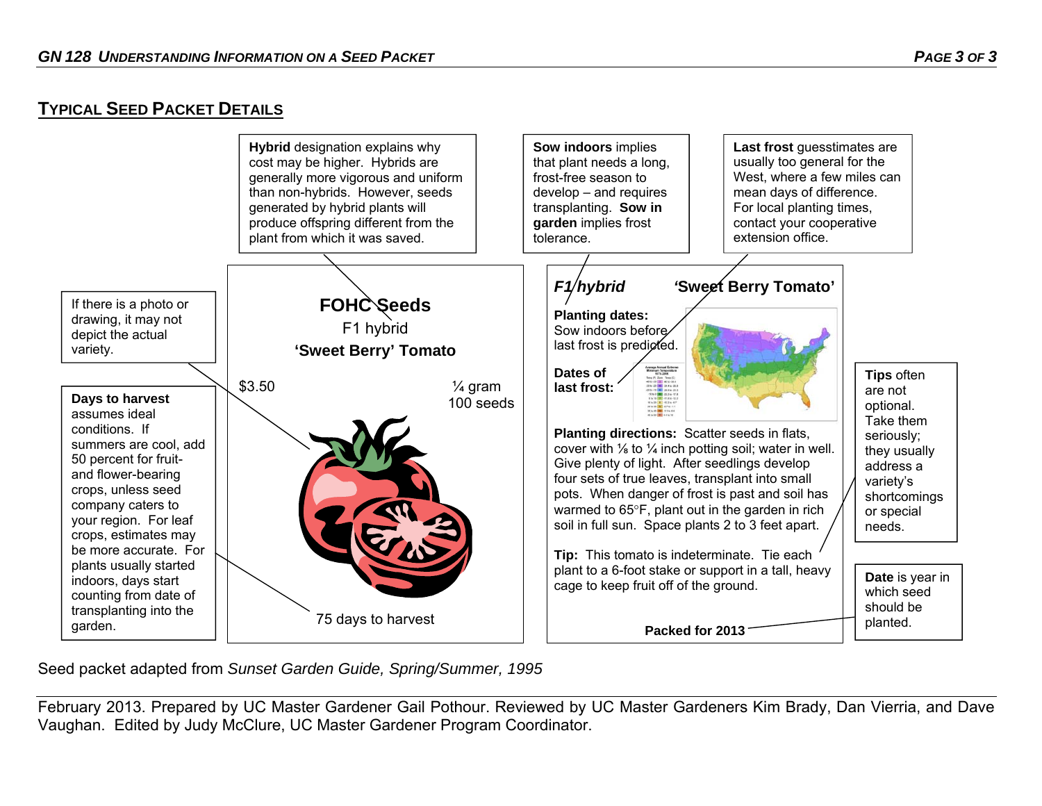## TYPICAL SEED PACKET DETAILS

**Hybrid** designation explains why cost may be higher. Hybrids are generally more vigorous and uniform than non-hybrids. However, seeds generated by hybrid plants will produce offspring different from the plant from which it was saved.

**Sow indoors** implies that plant needs a long, frost-free season to develop – and requires transplanting. **Sow in garden** implies frost tolerance.

**Last frost** guesstimates are usually too general for the West, where a few miles can mean days of difference. For local planting times, contact your cooperative extension office.

If there is a photo or drawing, it may not depict the actual variety.

**Days to harvest** assumes ideal conditions. If summers are cool, add 50 percent for fruit- and flower-bearing crops, unless seed company caters to your region. For leaf crops, estimates may be more accurate. For plants usually started indoors, days start counting from date of transplanting into the garden.

**FOHC Seeds**

F1 hybrid

**'Sweet Berry' Tomato**

$3.50

¼ gram
100 seeds

75 days to harvest

***F1 hybrid*** **'Sweet Berry Tomato'**

**Planting dates:**
Sow indoors before last frost is predicted.

**Dates of last frost:**

**Planting directions:** Scatter seeds in flats, cover with ⅛ to ¼ inch potting soil; water in well. Give plenty of light. After seedlings develop four sets of true leaves, transplant into small pots. When danger of frost is past and soil has warmed to 65°F, plant out in the garden in rich soil in full sun. Space plants 2 to 3 feet apart.

**Tip:** This tomato is indeterminate. Tie each plant to a 6-foot stake or support in a tall, heavy cage to keep fruit off of the ground.

**Packed for 2013**

**Tips** often are not optional. Take them seriously; they usually address a variety's shortcomings or special needs.

**Date** is year in which seed should be planted.

Seed packet adapted from *Sunset Garden Guide, Spring/Summer, 1995*

February 2013. Prepared by UC Master Gardener Gail Pothour. Reviewed by UC Master Gardeners Kim Brady, Dan Vierria, and Dave Vaughan. Edited by Judy McClure, UC Master Gardener Program Coordinator.